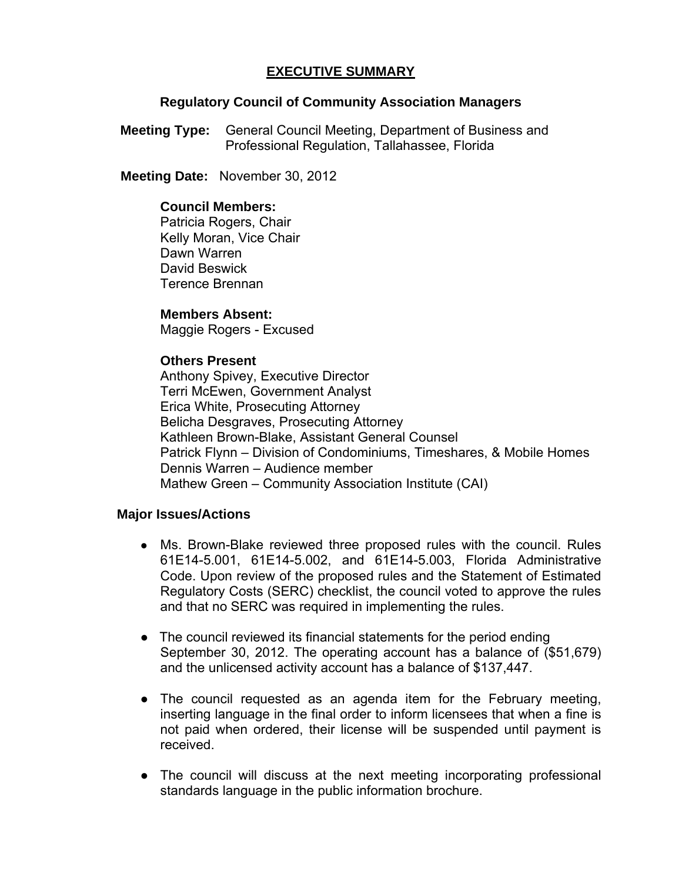# EXECUTIVE SUMMARY

## Regulatory Council of Community Association Managers

**Meeting Type:** General Council Meeting, Department of Business and Professional Regulation, Tallahassee, Florida

**Meeting Date:** November 30, 2012

**Council Members:**
Patricia Rogers, Chair
Kelly Moran, Vice Chair
Dawn Warren
David Beswick
Terence Brennan

**Members Absent:**
Maggie Rogers - Excused

**Others Present**
Anthony Spivey, Executive Director
Terri McEwen, Government Analyst
Erica White, Prosecuting Attorney
Belicha Desgraves, Prosecuting Attorney
Kathleen Brown-Blake, Assistant General Counsel
Patrick Flynn – Division of Condominiums, Timeshares, & Mobile Homes
Dennis Warren – Audience member
Mathew Green – Community Association Institute (CAI)

**Major Issues/Actions**

- Ms. Brown-Blake reviewed three proposed rules with the council. Rules 61E14-5.001, 61E14-5.002, and 61E14-5.003, Florida Administrative Code. Upon review of the proposed rules and the Statement of Estimated Regulatory Costs (SERC) checklist, the council voted to approve the rules and that no SERC was required in implementing the rules.

- The council reviewed its financial statements for the period ending September 30, 2012. The operating account has a balance of ($51,679) and the unlicensed activity account has a balance of $137,447.

- The council requested as an agenda item for the February meeting, inserting language in the final order to inform licensees that when a fine is not paid when ordered, their license will be suspended until payment is received.

- The council will discuss at the next meeting incorporating professional standards language in the public information brochure.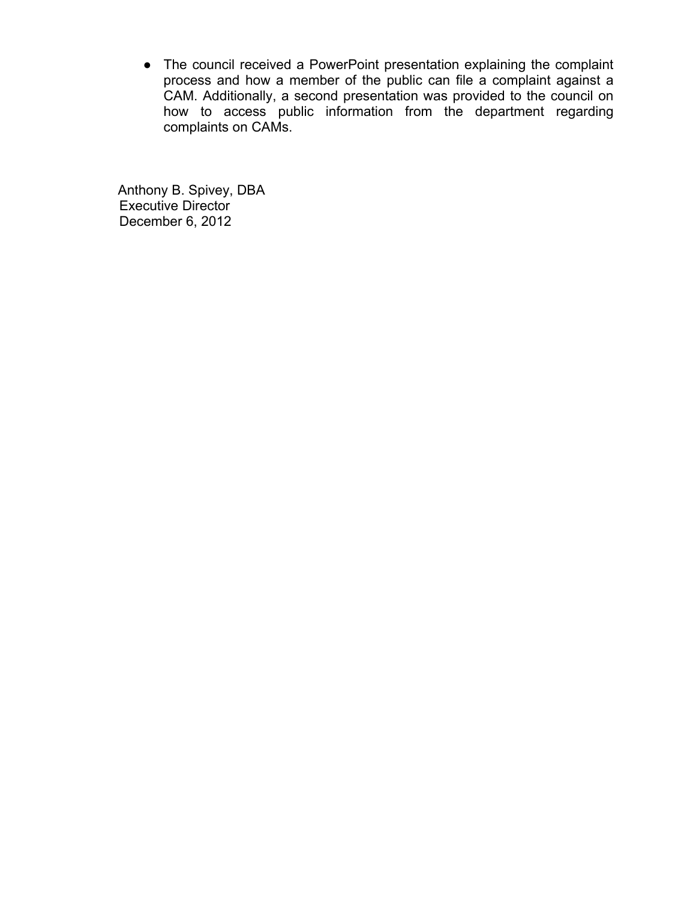- The council received a PowerPoint presentation explaining the complaint process and how a member of the public can file a complaint against a CAM. Additionally, a second presentation was provided to the council on how to access public information from the department regarding complaints on CAMs.

Anthony B. Spivey, DBA
Executive Director
December 6, 2012